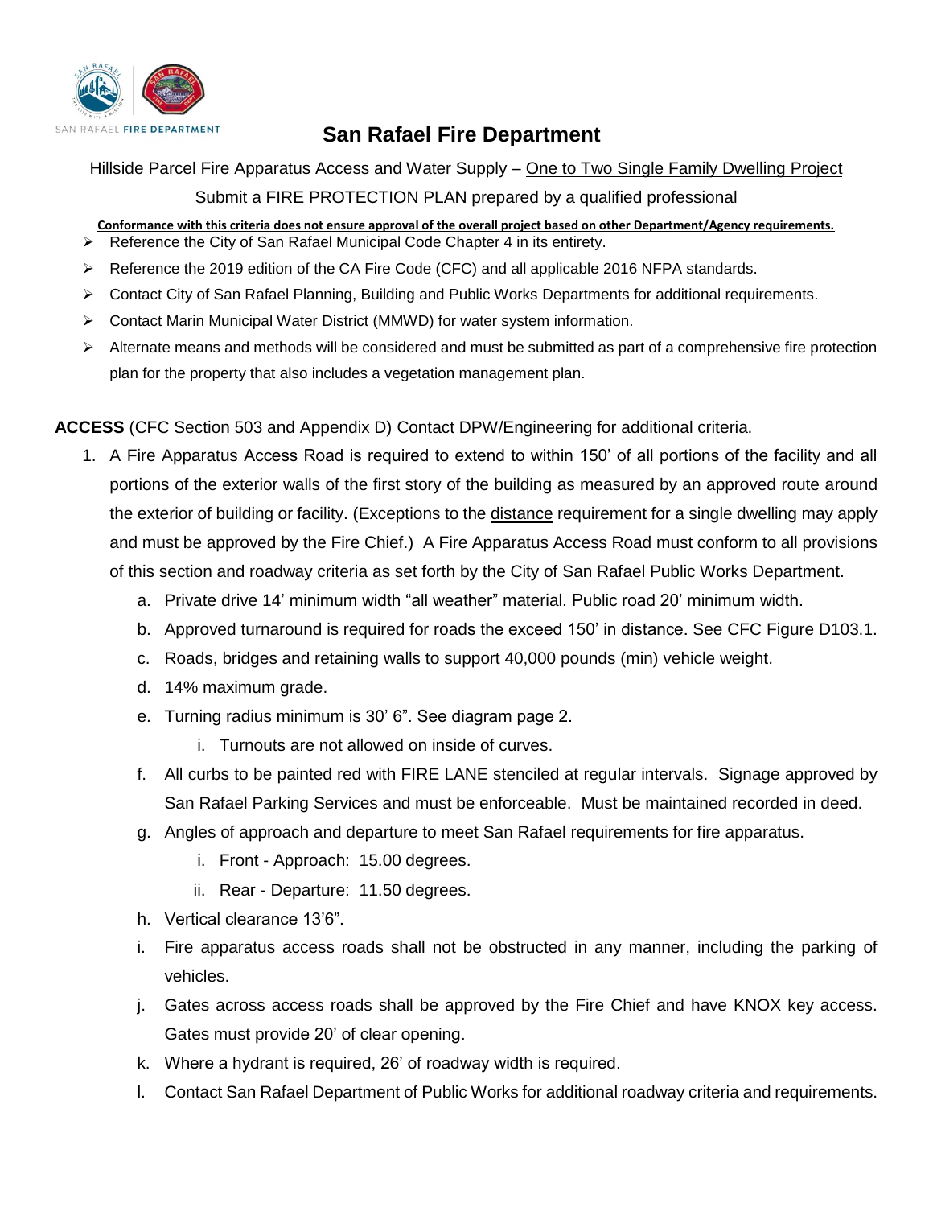SAN RAFAEL FIRE DEPARTMENT

# San Rafael Fire Department

Hillside Parcel Fire Apparatus Access and Water Supply – One to Two Single Family Dwelling Project

Submit a FIRE PROTECTION PLAN prepared by a qualified professional

**Conformance with this criteria does not ensure approval of the overall project based on other Department/Agency requirements.**

- Reference the City of San Rafael Municipal Code Chapter 4 in its entirety.
- Reference the 2019 edition of the CA Fire Code (CFC) and all applicable 2016 NFPA standards.
- Contact City of San Rafael Planning, Building and Public Works Departments for additional requirements.
- Contact Marin Municipal Water District (MMWD) for water system information.
- Alternate means and methods will be considered and must be submitted as part of a comprehensive fire protection plan for the property that also includes a vegetation management plan.

**ACCESS** (CFC Section 503 and Appendix D) Contact DPW/Engineering for additional criteria.

1. A Fire Apparatus Access Road is required to extend to within 150' of all portions of the facility and all portions of the exterior walls of the first story of the building as measured by an approved route around the exterior of building or facility. (Exceptions to the distance requirement for a single dwelling may apply and must be approved by the Fire Chief.) A Fire Apparatus Access Road must conform to all provisions of this section and roadway criteria as set forth by the City of San Rafael Public Works Department.
   a. Private drive 14' minimum width "all weather" material. Public road 20' minimum width.
   b. Approved turnaround is required for roads the exceed 150' in distance. See CFC Figure D103.1.
   c. Roads, bridges and retaining walls to support 40,000 pounds (min) vehicle weight.
   d. 14% maximum grade.
   e. Turning radius minimum is 30' 6". See diagram page 2.
      i. Turnouts are not allowed on inside of curves.
   f. All curbs to be painted red with FIRE LANE stenciled at regular intervals. Signage approved by San Rafael Parking Services and must be enforceable. Must be maintained recorded in deed.
   g. Angles of approach and departure to meet San Rafael requirements for fire apparatus.
      i. Front - Approach: 15.00 degrees.
      ii. Rear - Departure: 11.50 degrees.
   h. Vertical clearance 13'6".
   i. Fire apparatus access roads shall not be obstructed in any manner, including the parking of vehicles.
   j. Gates across access roads shall be approved by the Fire Chief and have KNOX key access. Gates must provide 20' of clear opening.
   k. Where a hydrant is required, 26' of roadway width is required.
   l. Contact San Rafael Department of Public Works for additional roadway criteria and requirements.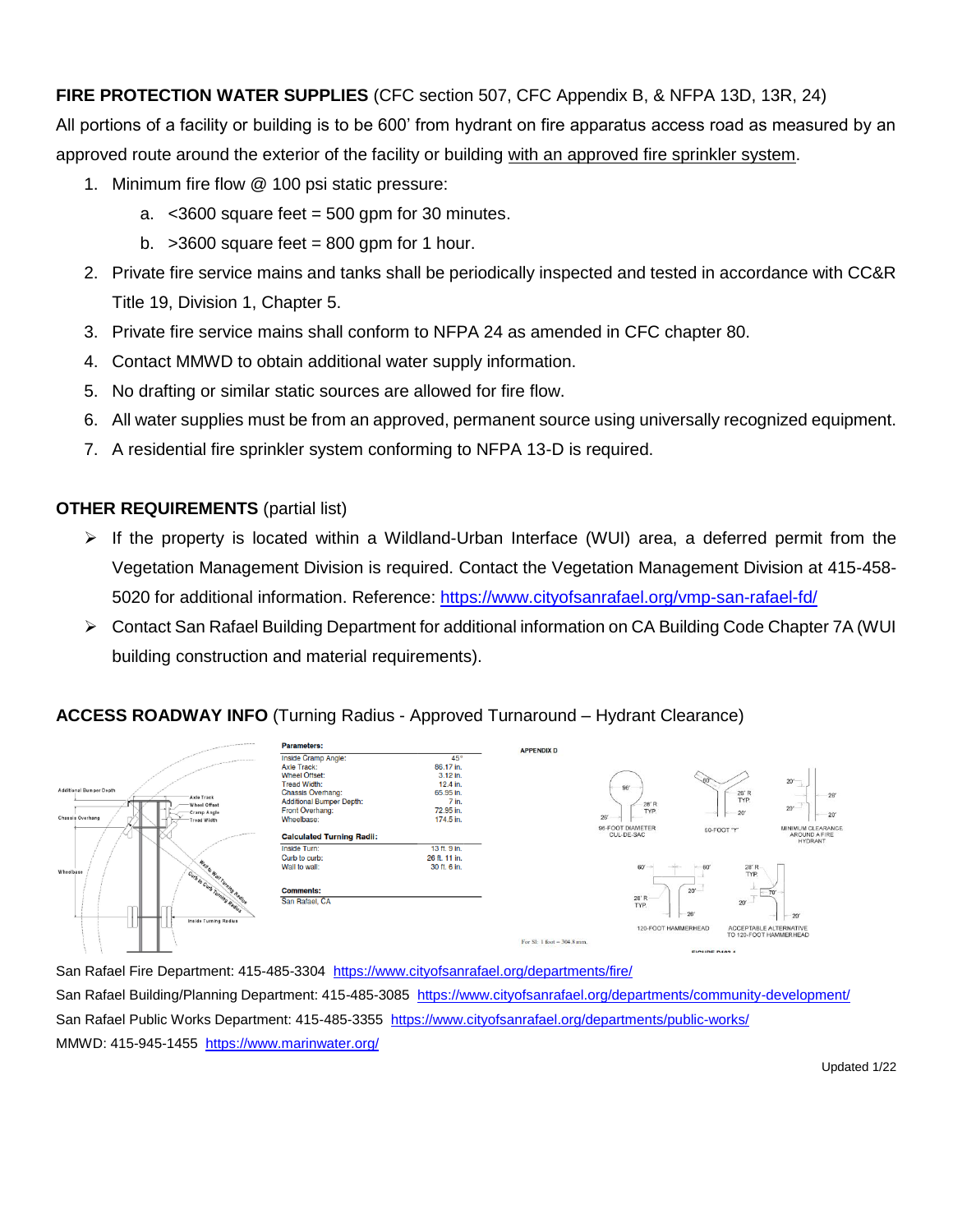**FIRE PROTECTION WATER SUPPLIES** (CFC section 507, CFC Appendix B, & NFPA 13D, 13R, 24)

All portions of a facility or building is to be 600' from hydrant on fire apparatus access road as measured by an approved route around the exterior of the facility or building with an approved fire sprinkler system.

1. Minimum fire flow @ 100 psi static pressure:
   a. <3600 square feet = 500 gpm for 30 minutes.
   b. >3600 square feet = 800 gpm for 1 hour.
2. Private fire service mains and tanks shall be periodically inspected and tested in accordance with CC&R Title 19, Division 1, Chapter 5.
3. Private fire service mains shall conform to NFPA 24 as amended in CFC chapter 80.
4. Contact MMWD to obtain additional water supply information.
5. No drafting or similar static sources are allowed for fire flow.
6. All water supplies must be from an approved, permanent source using universally recognized equipment.
7. A residential fire sprinkler system conforming to NFPA 13-D is required.

**OTHER REQUIREMENTS** (partial list)

- If the property is located within a Wildland-Urban Interface (WUI) area, a deferred permit from the Vegetation Management Division is required. Contact the Vegetation Management Division at 415-458-5020 for additional information. Reference: https://www.cityofsanrafael.org/vmp-san-rafael-fd/
- Contact San Rafael Building Department for additional information on CA Building Code Chapter 7A (WUI building construction and material requirements).

**ACCESS ROADWAY INFO** (Turning Radius - Approved Turnaround – Hydrant Clearance)

**Parameters:**

| | |
|---|---|
| Inside Cramp Angle: | 45° |
| Axle Track: | 86.17 in. |
| Wheel Offset: | 3.12 in. |
| Tread Width: | 12.4 in. |
| Chassis Overhang: | 65.95 in. |
| Additional Bumper Depth: | 7 in. |
| Front Overhang: | 72.95 in. |
| Wheelbase: | 174.5 in. |

**Calculated Turning Radii:**

| | |
|---|---|
| Inside Turn: | 13 ft. 9 in. |
| Curb to curb: | 26 ft. 11 in. |
| Wall to wall: | 30 ft. 6 in. |

**Comments:**
San Rafael, CA

APPENDIX D

96-FOOT DIAMETER CUL-DE-SAC

60-FOOT "Y"

MINIMUM CLEARANCE AROUND A FIRE HYDRANT

120-FOOT HAMMERHEAD

ACCEPTABLE ALTERNATIVE TO 120-FOOT HAMMERHEAD

For SI: 1 foot = 304.8 mm.

San Rafael Fire Department: 415-485-3304 https://www.cityofsanrafael.org/departments/fire/

San Rafael Building/Planning Department: 415-485-3085 https://www.cityofsanrafael.org/departments/community-development/

San Rafael Public Works Department: 415-485-3355 https://www.cityofsanrafael.org/departments/public-works/

MMWD: 415-945-1455 https://www.marinwater.org/

Updated 1/22